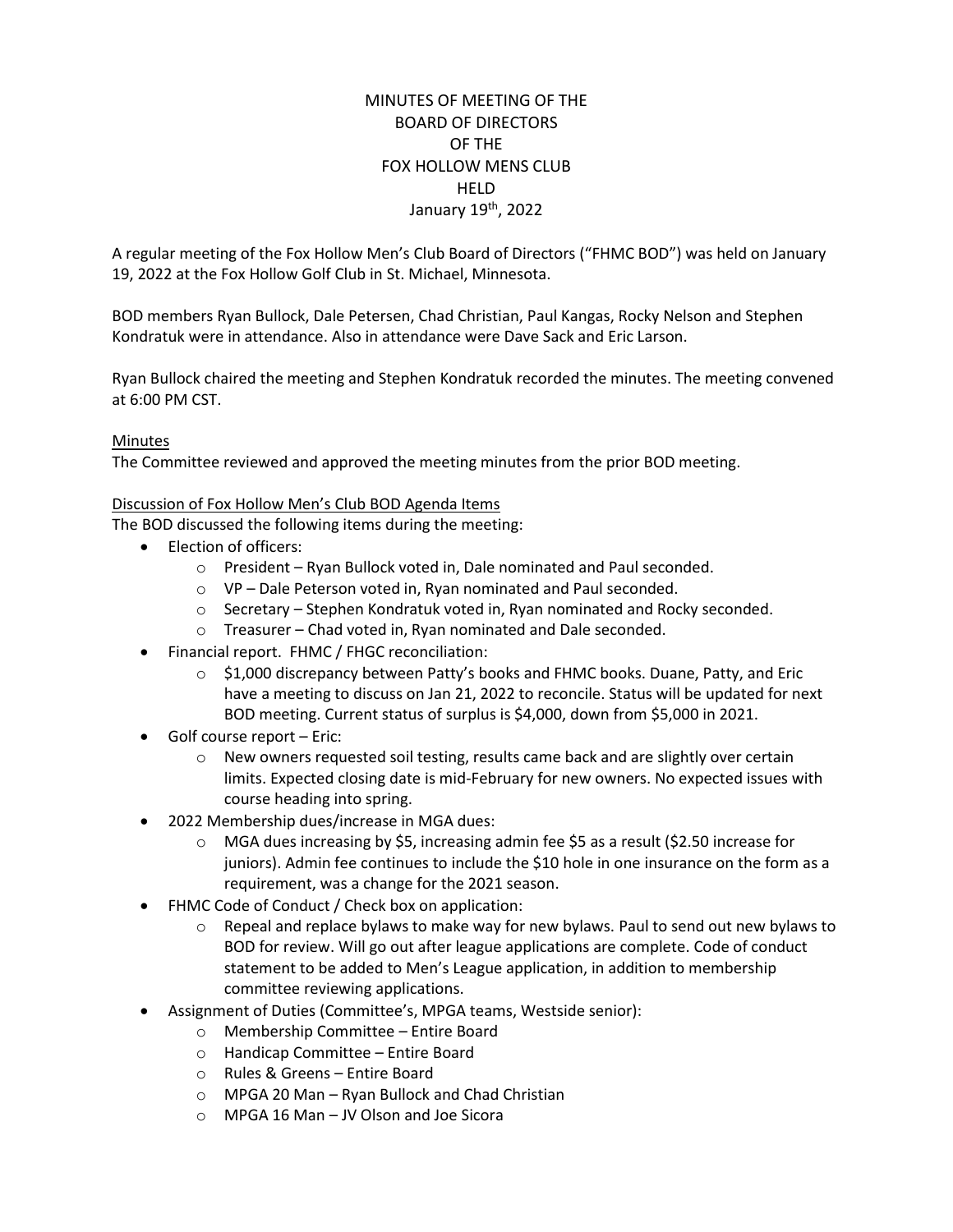# MINUTES OF MEETING OF THE BOARD OF DIRECTORS OF THE FOX HOLLOW MENS CLUB HELD January 19th, 2022

A regular meeting of the Fox Hollow Men's Club Board of Directors ("FHMC BOD") was held on January 19, 2022 at the Fox Hollow Golf Club in St. Michael, Minnesota.

BOD members Ryan Bullock, Dale Petersen, Chad Christian, Paul Kangas, Rocky Nelson and Stephen Kondratuk were in attendance. Also in attendance were Dave Sack and Eric Larson.

Ryan Bullock chaired the meeting and Stephen Kondratuk recorded the minutes. The meeting convened at 6:00 PM CST.

Minutes

The Committee reviewed and approved the meeting minutes from the prior BOD meeting.

Discussion of Fox Hollow Men's Club BOD Agenda Items

The BOD discussed the following items during the meeting:

- Election of officers:
  - President – Ryan Bullock voted in, Dale nominated and Paul seconded.
  - VP – Dale Peterson voted in, Ryan nominated and Paul seconded.
  - Secretary – Stephen Kondratuk voted in, Ryan nominated and Rocky seconded.
  - Treasurer – Chad voted in, Ryan nominated and Dale seconded.
- Financial report. FHMC / FHGC reconciliation:
  - $1,000 discrepancy between Patty's books and FHMC books. Duane, Patty, and Eric have a meeting to discuss on Jan 21, 2022 to reconcile. Status will be updated for next BOD meeting. Current status of surplus is $4,000, down from $5,000 in 2021.
- Golf course report – Eric:
  - New owners requested soil testing, results came back and are slightly over certain limits. Expected closing date is mid-February for new owners. No expected issues with course heading into spring.
- 2022 Membership dues/increase in MGA dues:
  - MGA dues increasing by $5, increasing admin fee $5 as a result ($2.50 increase for juniors). Admin fee continues to include the $10 hole in one insurance on the form as a requirement, was a change for the 2021 season.
- FHMC Code of Conduct / Check box on application:
  - Repeal and replace bylaws to make way for new bylaws. Paul to send out new bylaws to BOD for review. Will go out after league applications are complete. Code of conduct statement to be added to Men's League application, in addition to membership committee reviewing applications.
- Assignment of Duties (Committee's, MPGA teams, Westside senior):
  - Membership Committee – Entire Board
  - Handicap Committee – Entire Board
  - Rules & Greens – Entire Board
  - MPGA 20 Man – Ryan Bullock and Chad Christian
  - MPGA 16 Man – JV Olson and Joe Sicora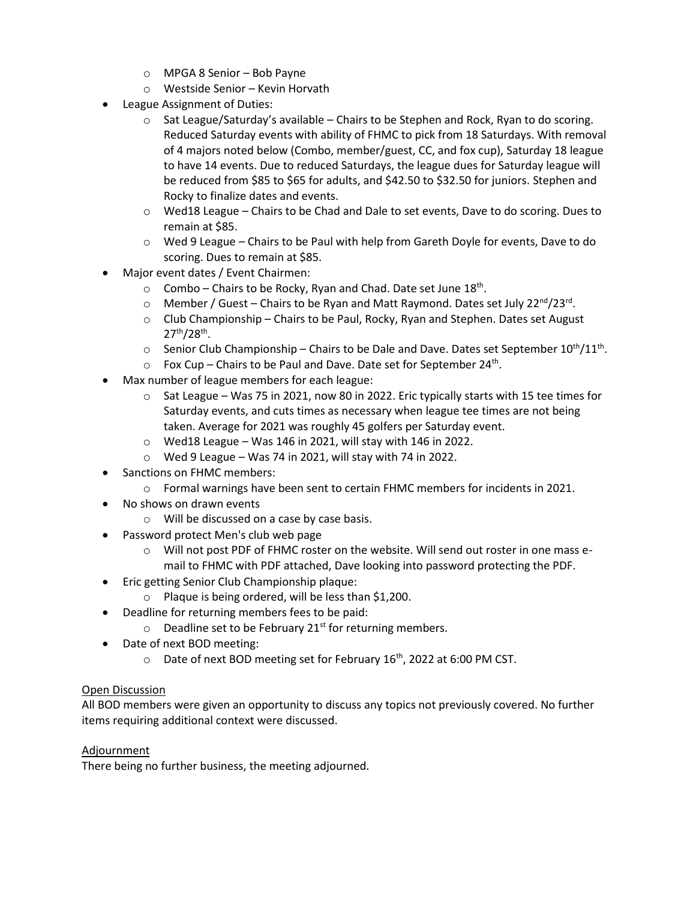- MPGA 8 Senior – Bob Payne
  - Westside Senior – Kevin Horvath
- League Assignment of Duties:
  - Sat League/Saturday's available – Chairs to be Stephen and Rock, Ryan to do scoring. Reduced Saturday events with ability of FHMC to pick from 18 Saturdays. With removal of 4 majors noted below (Combo, member/guest, CC, and fox cup), Saturday 18 league to have 14 events. Due to reduced Saturdays, the league dues for Saturday league will be reduced from $85 to $65 for adults, and $42.50 to $32.50 for juniors. Stephen and Rocky to finalize dates and events.
  - Wed18 League – Chairs to be Chad and Dale to set events, Dave to do scoring. Dues to remain at $85.
  - Wed 9 League – Chairs to be Paul with help from Gareth Doyle for events, Dave to do scoring. Dues to remain at $85.
- Major event dates / Event Chairmen:
  - Combo – Chairs to be Rocky, Ryan and Chad. Date set June 18th.
  - Member / Guest – Chairs to be Ryan and Matt Raymond. Dates set July 22nd/23rd.
  - Club Championship – Chairs to be Paul, Rocky, Ryan and Stephen. Dates set August 27th/28th.
  - Senior Club Championship – Chairs to be Dale and Dave. Dates set September 10th/11th.
  - Fox Cup – Chairs to be Paul and Dave. Date set for September 24th.
- Max number of league members for each league:
  - Sat League – Was 75 in 2021, now 80 in 2022. Eric typically starts with 15 tee times for Saturday events, and cuts times as necessary when league tee times are not being taken. Average for 2021 was roughly 45 golfers per Saturday event.
  - Wed18 League – Was 146 in 2021, will stay with 146 in 2022.
  - Wed 9 League – Was 74 in 2021, will stay with 74 in 2022.
- Sanctions on FHMC members:
  - Formal warnings have been sent to certain FHMC members for incidents in 2021.
- No shows on drawn events
  - Will be discussed on a case by case basis.
- Password protect Men's club web page
  - Will not post PDF of FHMC roster on the website. Will send out roster in one mass e-mail to FHMC with PDF attached, Dave looking into password protecting the PDF.
- Eric getting Senior Club Championship plaque:
  - Plaque is being ordered, will be less than $1,200.
- Deadline for returning members fees to be paid:
  - Deadline set to be February 21st for returning members.
- Date of next BOD meeting:
  - Date of next BOD meeting set for February 16th, 2022 at 6:00 PM CST.

Open Discussion

All BOD members were given an opportunity to discuss any topics not previously covered. No further items requiring additional context were discussed.

Adjournment

There being no further business, the meeting adjourned.